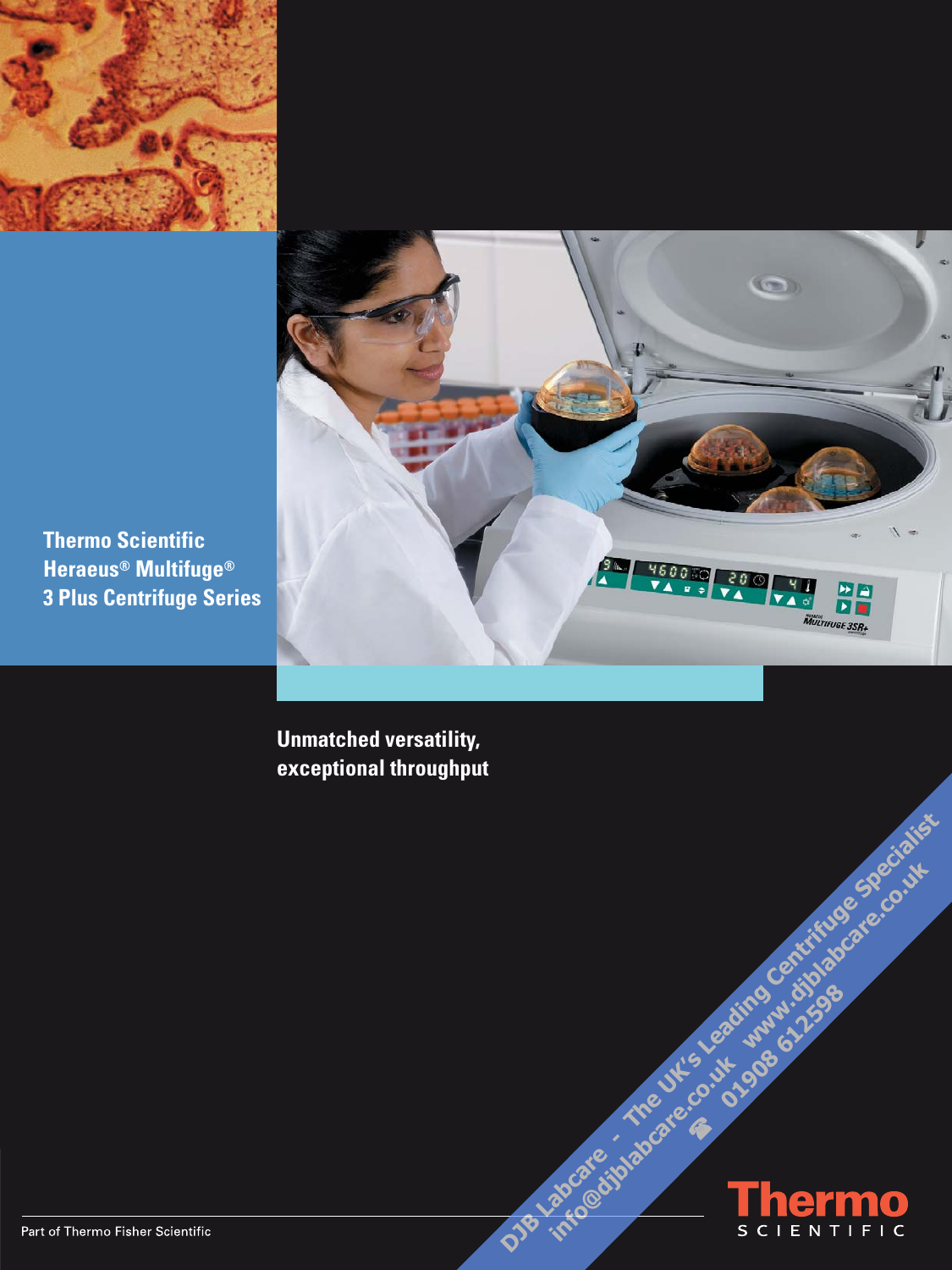# Thermo Scientific Heraeus® Multifuge® 3 Plus Centrifuge Series

## Unmatched versatility, exceptional throughput

DJB Labcare - The UK's Leading Centrifuge Specialist
info@djblabcare.co.uk www.djblabcare.co.uk
01908 612598

Part of Thermo Fisher Scientific

Thermo SCIENTIFIC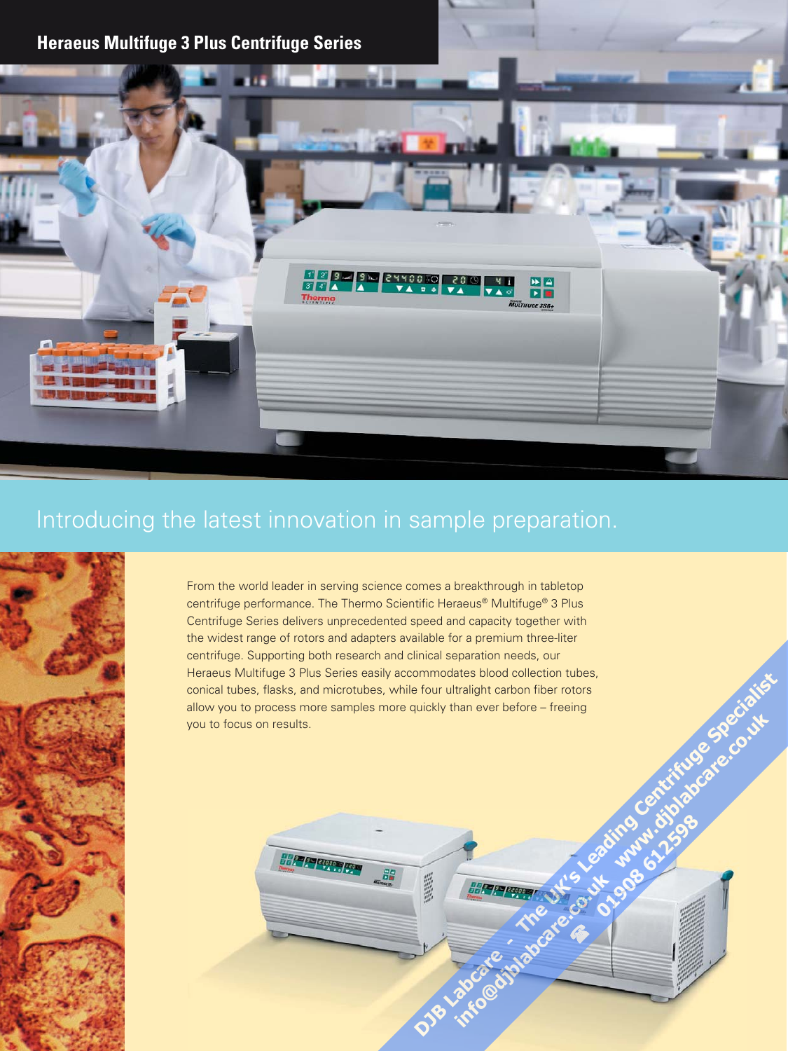# Heraeus Multifuge 3 Plus Centrifuge Series

## Introducing the latest innovation in sample preparation.

From the world leader in serving science comes a breakthrough in tabletop centrifuge performance. The Thermo Scientific Heraeus® Multifuge® 3 Plus Centrifuge Series delivers unprecedented speed and capacity together with the widest range of rotors and adapters available for a premium three-liter centrifuge. Supporting both research and clinical separation needs, our Heraeus Multifuge 3 Plus Series easily accommodates blood collection tubes, conical tubes, flasks, and microtubes, while four ultralight carbon fiber rotors allow you to process more samples more quickly than ever before – freeing you to focus on results.

DJB Labcare - The UK's Leading Centrifuge Specialist
info@djblabcare.co.uk www.djblabcare.co.uk
☎ 01908 612598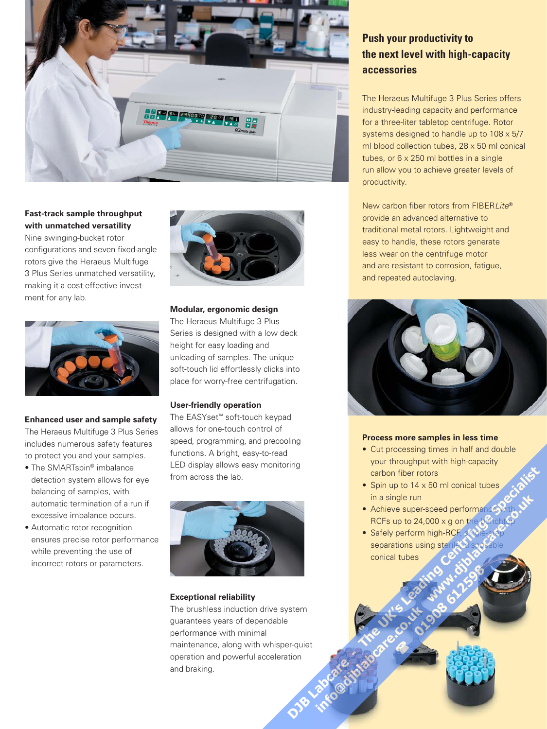## Fast-track sample throughput with unmatched versatility

Nine swinging-bucket rotor configurations and seven fixed-angle rotors give the Heraeus Multifuge 3 Plus Series unmatched versatility, making it a cost-effective investment for any lab.

## Enhanced user and sample safety

The Heraeus Multifuge 3 Plus Series includes numerous safety features to protect you and your samples.

- The SMARTspin® imbalance detection system allows for eye balancing of samples, with automatic termination of a run if excessive imbalance occurs.
- Automatic rotor recognition ensures precise rotor performance while preventing the use of incorrect rotors or parameters.

## Modular, ergonomic design

The Heraeus Multifuge 3 Plus Series is designed with a low deck height for easy loading and unloading of samples. The unique soft-touch lid effortlessly clicks into place for worry-free centrifugation.

## User-friendly operation

The EASYset™ soft-touch keypad allows for one-touch control of speed, programming, and precooling functions. A bright, easy-to-read LED display allows easy monitoring from across the lab.

## Exceptional reliability

The brushless induction drive system guarantees years of dependable performance with minimal maintenance, along with whisper-quiet operation and powerful acceleration and braking.

## Push your productivity to the next level with high-capacity accessories

The Heraeus Multifuge 3 Plus Series offers industry-leading capacity and performance for a three-liter tabletop centrifuge. Rotor systems designed to handle up to 108 x 5/7 ml blood collection tubes, 28 x 50 ml conical tubes, or 6 x 250 ml bottles in a single run allow you to achieve greater levels of productivity.

New carbon fiber rotors from FIBER*Lite*® provide an advanced alternative to traditional metal rotors. Lightweight and easy to handle, these rotors generate less wear on the centrifuge motor and are resistant to corrosion, fatigue, and repeated autoclaving.

### Process more samples in less time

- Cut processing times in half and double your throughput with high-capacity carbon fiber rotors
- Spin up to 14 x 50 ml conical tubes in a single run
- Achieve super-speed performance with RCFs up to 24,000 x g on the benchtop
- Safely perform high-RCF, single-step separations using sterile, disposable conical tubes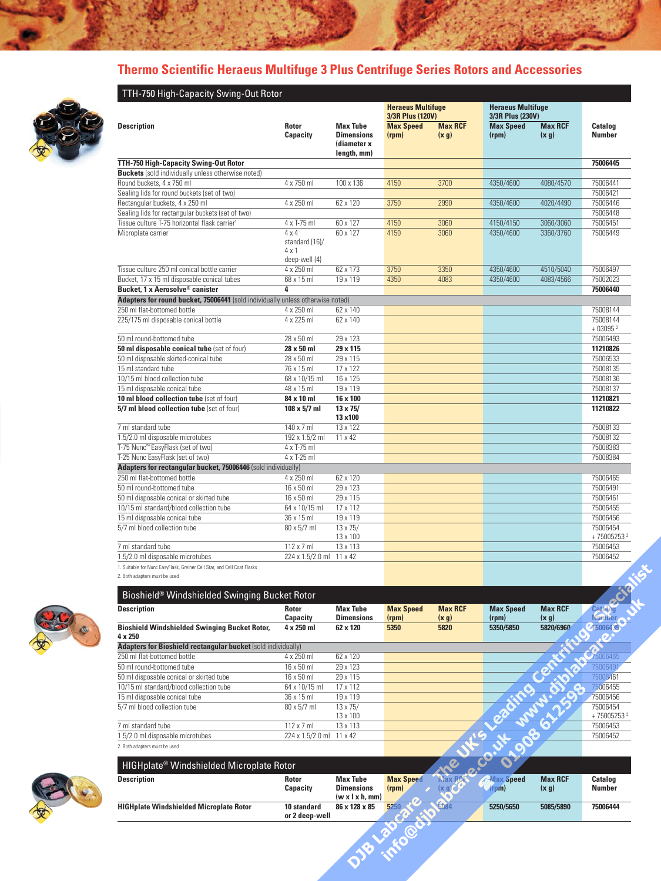# Thermo Scientific Heraeus Multifuge 3 Plus Centrifuge Series Rotors and Accessories

## TTH-750 High-Capacity Swing-Out Rotor

| Description | Rotor Capacity | Max Tube Dimensions (diameter x length, mm) | Heraeus Multifuge 3/3R Plus (120V) Max Speed (rpm) | Max RCF (x g) | Heraeus Multifuge 3/3R Plus (230V) Max Speed (rpm) | Max RCF (x g) | Catalog Number |
|---|---|---|---|---|---|---|---|
| **TTH-750 High-Capacity Swing-Out Rotor** | | | | | | | **75006445** |
| **Buckets** (sold individually unless otherwise noted) | | | | | | | |
| Round buckets, 4 x 750 ml | 4 x 750 ml | 100 x 136 | 4150 | 3700 | 4350/4600 | 4080/4570 | 75006441 |
| Sealing lids for round buckets (set of two) | | | | | | | 75006421 |
| Rectangular buckets, 4 x 250 ml | 4 x 250 ml | 62 x 120 | 3750 | 2990 | 4350/4600 | 4020/4490 | 75006446 |
| Sealing lids for rectangular buckets (set of two) | | | | | | | 75006448 |
| Tissue culture T-75 horizontal flask carrier[1] | 4 x T-75 ml | 60 x 127 | 4150 | 3060 | 4150/4150 | 3060/3060 | 75006451 |
| Microplate carrier | 4 x 4 standard (16)/ 4 x 1 deep-well (4) | 60 x 127 | 4150 | 3060 | 4350/4600 | 3360/3760 | 75006449 |
| Tissue culture 250 ml conical bottle carrier | 4 x 250 ml | 62 x 173 | 3750 | 3350 | 4350/4600 | 4510/5040 | 75006497 |
| Bucket, 17 x 15 ml disposable conical tubes | 68 x 15 ml | 19 x 119 | 4350 | 4083 | 4350/4600 | 4083/4566 | 75002023 |
| **Bucket, 1 x Aerosolve® canister** | **4** | | | | | | **75006440** |
| **Adapters for round bucket, 75006441** (sold individually unless otherwise noted) | | | | | | | |
| 250 ml flat-bottomed bottle | 4 x 250 ml | 62 x 140 | | | | | 75008144 |
| 225/175 ml disposable conical bottle | 4 x 225 ml | 62 x 140 | | | | | 75008144 + 03095 [2] |
| 50 ml round-bottomed tube | 28 x 50 ml | 29 x 123 | | | | | 75006493 |
| **50 ml disposable conical tube** (set of four) | **28 x 50 ml** | **29 x 115** | | | | | **11210826** |
| 50 ml disposable skirted-conical tube | 28 x 50 ml | 29 x 115 | | | | | 75006533 |
| 15 ml standard tube | 76 x 15 ml | 17 x 122 | | | | | 75008135 |
| 10/15 ml blood collection tube | 68 x 10/15 ml | 16 x 125 | | | | | 75008136 |
| 15 ml disposable conical tube | 48 x 15 ml | 19 x 119 | | | | | 75008137 |
| **10 ml blood collection tube** (set of four) | **84 x 10 ml** | **16 x 100** | | | | | **11210821** |
| **5/7 ml blood collection tube** (set of four) | **108 x 5/7 ml** | **13 x 75/ 13 x100** | | | | | **11210822** |
| 7 ml standard tube | 140 x 7 ml | 13 x 122 | | | | | 75008133 |
| 1.5/2.0 ml disposable microtubes | 192 x 1.5/2 ml | 11 x 42 | | | | | 75008132 |
| T-75 Nunc™ EasyFlask (set of two) | 4 x T-75 ml | | | | | | 75008383 |
| T-25 Nunc EasyFlask (set of two) | 4 x T-25 ml | | | | | | 75008384 |
| **Adapters for rectangular bucket, 75006446** (sold individually) | | | | | | | |
| 250 ml flat-bottomed bottle | 4 x 250 ml | 62 x 120 | | | | | 75006465 |
| 50 ml round-bottomed tube | 16 x 50 ml | 29 x 123 | | | | | 75006491 |
| 50 ml disposable conical or skirted tube | 16 x 50 ml | 29 x 115 | | | | | 75006461 |
| 10/15 ml standard/blood collection tube | 64 x 10/15 ml | 17 x 112 | | | | | 75006455 |
| 15 ml disposable conical tube | 36 x 15 ml | 19 x 119 | | | | | 75006456 |
| 5/7 ml blood collection tube | 80 x 5/7 ml | 13 x 75/ 13 x 100 | | | | | 75006454 + 75005253 [2] |
| 7 ml standard tube | 112 x 7 ml | 13 x 113 | | | | | 75006453 |
| 1.5/2.0 ml disposable microtubes | 224 x 1.5/2.0 ml | 11 x 42 | | | | | 75006452 |

1. Suitable for Nunc EasyFlask, Greiner Cell Star, and Cell Coat Flasks
2. Both adapters must be used

## Bioshield® Windshielded Swinging Bucket Rotor

| Description | Rotor Capacity | Max Tube Dimensions | Max Speed (rpm) | Max RCF (x g) | Max Speed (rpm) | Max RCF (x g) | Catalog Number |
|---|---|---|---|---|---|---|---|
| **Bioshield Windshielded Swinging Bucket Rotor, 4 x 250** | **4 x 250 ml** | **62 x 120** | **5350** | **5820** | **5350/5850** | **5820/6960** | **75006435** |
| **Adapters for Bioshield rectangular bucket** (sold individually) | | | | | | | |
| 250 ml flat-bottomed bottle | 4 x 250 ml | 62 x 120 | | | | | 75006465 |
| 50 ml round-bottomed tube | 16 x 50 ml | 29 x 123 | | | | | 75006491 |
| 50 ml disposable conical or skirted tube | 16 x 50 ml | 29 x 115 | | | | | 75006461 |
| 10/15 ml standard/blood collection tube | 64 x 10/15 ml | 17 x 112 | | | | | 75006455 |
| 15 ml disposable conical tube | 36 x 15 ml | 19 x 119 | | | | | 75006456 |
| 5/7 ml blood collection tube | 80 x 5/7 ml | 13 x 75/ 13 x 100 | | | | | 75006454 + 75005253 [2] |
| 7 ml standard tube | 112 x 7 ml | 13 x 113 | | | | | 75006453 |
| 1.5/2.0 ml disposable microtubes | 224 x 1.5/2.0 ml | 11 x 42 | | | | | 75006452 |

2. Both adapters must be used

## HIGHplate® Windshielded Microplate Rotor

| Description | Rotor Capacity | Max Tube Dimensions (w x l x h, mm) | Max Speed (rpm) | Max RCF (x g) | Max Speed (rpm) | Max RCF (x g) | Catalog Number |
|---|---|---|---|---|---|---|---|
| **HIGHplate Windshielded Microplate Rotor** | **10 standard or 2 deep-well** | **86 x 128 x 85** | **5250** | **5084** | **5250/5650** | **5085/5890** | **75006444** |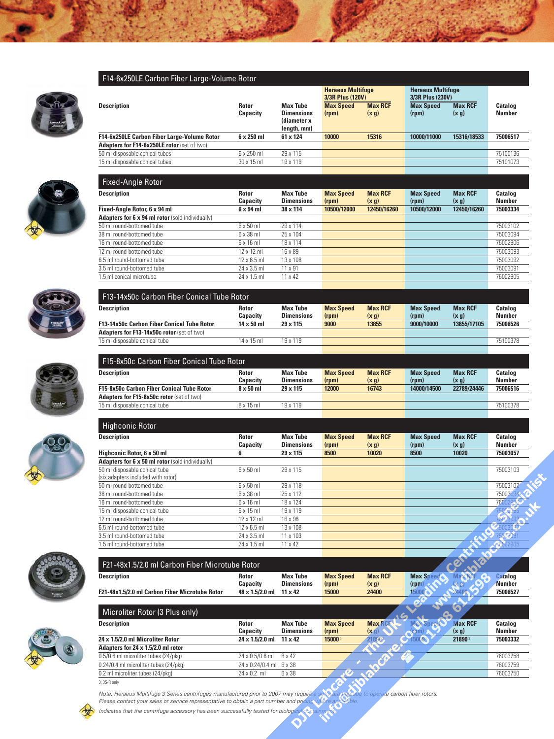## F14-6x250LE Carbon Fiber Large-Volume Rotor

| Description | Rotor Capacity | Max Tube Dimensions (diameter x length, mm) | Heraeus Multifuge 3/3R Plus (120V) Max Speed (rpm) | Heraeus Multifuge 3/3R Plus (120V) Max RCF (x g) | Heraeus Multifuge 3/3R Plus (230V) Max Speed (rpm) | Heraeus Multifuge 3/3R Plus (230V) Max RCF (x g) | Catalog Number |
|---|---|---|---|---|---|---|---|
| **F14-6x250LE Carbon Fiber Large-Volume Rotor** | **6 x 250 ml** | **61 x 124** | **10000** | **15316** | **10000/11000** | **15316/18533** | **75006517** |
| **Adapters for F14-6x250LE rotor** (set of two) | | | | | | | |
| 50 ml disposable conical tubes | 6 x 250 ml | 29 x 115 | | | | | 75100136 |
| 15 ml disposable conical tubes | 30 x 15 ml | 19 x 119 | | | | | 75101073 |

## Fixed-Angle Rotor

| Description | Rotor Capacity | Max Tube Dimensions | Max Speed (rpm) | Max RCF (x g) | Max Speed (rpm) | Max RCF (x g) | Catalog Number |
|---|---|---|---|---|---|---|---|
| **Fixed-Angle Rotor, 6 x 94 ml** | **6 x 94 ml** | **38 x 114** | **10500/12000** | **12450/16260** | **10500/12000** | **12450/16260** | **75003334** |
| **Adapters for 6 x 94 ml rotor** (sold individually) | | | | | | | |
| 50 ml round-bottomed tube | 6 x 50 ml | 29 x 114 | | | | | 75003102 |
| 38 ml round-bottomed tube | 6 x 38 ml | 25 x 104 | | | | | 75003094 |
| 16 ml round-bottomed tube | 6 x 16 ml | 18 x 114 | | | | | 76002906 |
| 12 ml round-bottomed tube | 12 x 12 ml | 16 x 89 | | | | | 75003093 |
| 6.5 ml round-bottomed tube | 12 x 6.5 ml | 13 x 108 | | | | | 75003092 |
| 3.5 ml round-bottomed tube | 24 x 3.5 ml | 11 x 91 | | | | | 75003091 |
| 1.5 ml conical microtube | 24 x 1.5 ml | 11 x 42 | | | | | 76002905 |

## F13-14x50c Carbon Fiber Conical Tube Rotor

| Description | Rotor Capacity | Max Tube Dimensions | Max Speed (rpm) | Max RCF (x g) | Max Speed (rpm) | Max RCF (x g) | Catalog Number |
|---|---|---|---|---|---|---|---|
| **F13-14x50c Carbon Fiber Conical Tube Rotor** | **14 x 50 ml** | **29 x 115** | **9000** | **13855** | **9000/10000** | **13855/17105** | **75006526** |
| **Adapters for F13-14x50c rotor** (set of two) | | | | | | | |
| 15 ml disposable conical tube | 14 x 15 ml | 19 x 119 | | | | | 75100378 |

## F15-8x50c Carbon Fiber Conical Tube Rotor

| Description | Rotor Capacity | Max Tube Dimensions | Max Speed (rpm) | Max RCF (x g) | Max Speed (rpm) | Max RCF (x g) | Catalog Number |
|---|---|---|---|---|---|---|---|
| **F15-8x50c Carbon Fiber Conical Tube Rotor** | **8 x 50 ml** | **29 x 115** | **12000** | **16743** | **14000/14500** | **22789/24446** | **75006516** |
| **Adapters for F15-8x50c rotor** (set of two) | | | | | | | |
| 15 ml disposable conical tube | 8 x 15 ml | 19 x 119 | | | | | 75100378 |

## Highconic Rotor

| Description | Rotor Capacity | Max Tube Dimensions | Max Speed (rpm) | Max RCF (x g) | Max Speed (rpm) | Max RCF (x g) | Catalog Number |
|---|---|---|---|---|---|---|---|
| **Highconic Rotor, 6 x 50 ml** | **6** | **29 x 115** | **8500** | **10020** | **8500** | **10020** | **75003057** |
| **Adapters for 6 x 50 ml rotor** (sold individually) | | | | | | | |
| 50 ml disposable conical tube (six adapters included with rotor) | 6 x 50 ml | 29 x 115 | | | | | 75003103 |
| 50 ml round-bottomed tube | 6 x 50 ml | 29 x 118 | | | | | 75003102 |
| 38 ml round-bottomed tube | 6 x 38 ml | 25 x 112 | | | | | 75003094 |
| 16 ml round-bottomed tube | 6 x 16 ml | 18 x 124 | | | | | 76002906 |
| 15 ml disposable conical tube | 6 x 15 ml | 19 x 119 | | | | | 75003095 |
| 12 ml round-bottomed tube | 12 x 12 ml | 16 x 96 | | | | | 75003093 |
| 6.5 ml round-bottomed tube | 12 x 6.5 ml | 13 x 108 | | | | | 75003092 |
| 3.5 ml round-bottomed tube | 24 x 3.5 ml | 11 x 103 | | | | | 75003091 |
| 1.5 ml round-bottomed tube | 24 x 1.5 ml | 11 x 42 | | | | | 76002905 |

## F21-48x1.5/2.0 ml Carbon Fiber Microtube Rotor

| Description | Rotor Capacity | Max Tube Dimensions | Max Speed (rpm) | Max RCF (x g) | Max Speed (rpm) | Max RCF (x g) | Catalog Number |
|---|---|---|---|---|---|---|---|
| **F21-48x1.5/2.0 ml Carbon Fiber Microtube Rotor** | **48 x 1.5/2.0 ml** | **11 x 42** | **15000** | **24400** | **15000** | **24400** | **75006527** |

## Microliter Rotor (3 Plus only)

| Description | Rotor Capacity | Max Tube Dimensions | Max Speed (rpm) | Max RCF (x g) | Max Speed (rpm) | Max RCF (x g) | Catalog Number |
|---|---|---|---|---|---|---|---|
| **24 x 1.5/2.0 ml Microliter Rotor** | **24 x 1.5/2.0 ml** | **11 x 42** | **15000** [3] | **21890** [3] | **15000** [3] | **21890** [3] | **75003332** |
| **Adapters for 24 x 1.5/2.0 ml rotor** | | | | | | | |
| 0.5/0.6 ml microliter tubes (24/pkg) | 24 x 0.5/0.6 ml | 8 x 42 | | | | | 76003758 |
| 0.24/0.4 ml microliter tubes (24/pkg) | 24 x 0.24/0.4 ml | 6 x 38 | | | | | 76003759 |
| 0.2 ml microliter tubes (24/pkg) | 24 x 0.2 ml | 6 x 38 | | | | | 76003750 |

3. 3S-R only

*Note: Heraeus Multifuge 3 Series centrifuges manufactured prior to 2007 may require a software update to operate carbon fiber rotors. Please contact your sales or service representative to obtain a part number and pricing where applicable.*

*Indicates that the centrifuge accessory has been successfully tested for biological containment.*

DJB Labcare - The UK's Leading Centrifuge Specialist www.djblabcare.co.uk info@djblabcare.co.uk ☎ 01908 612598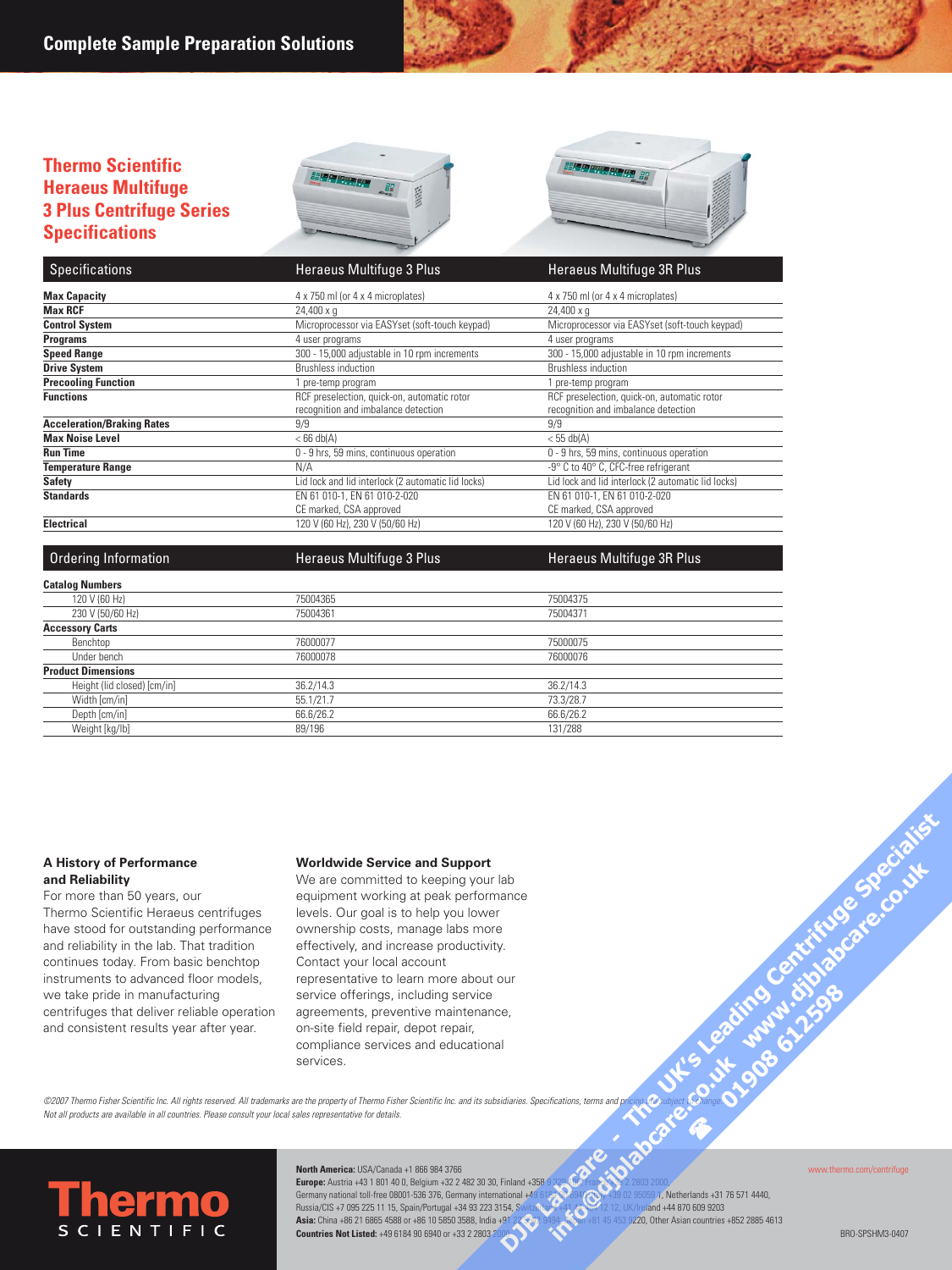## Complete Sample Preparation Solutions

# Thermo Scientific Heraeus Multifuge 3 Plus Centrifuge Series Specifications

| Specifications | Heraeus Multifuge 3 Plus | Heraeus Multifuge 3R Plus |
|---|---|---|
| **Max Capacity** | 4 x 750 ml (or 4 x 4 microplates) | 4 x 750 ml (or 4 x 4 microplates) |
| **Max RCF** | 24,400 x g | 24,400 x g |
| **Control System** | Microprocessor via EASYset (soft-touch keypad) | Microprocessor via EASYset (soft-touch keypad) |
| **Programs** | 4 user programs | 4 user programs |
| **Speed Range** | 300 - 15,000 adjustable in 10 rpm increments | 300 - 15,000 adjustable in 10 rpm increments |
| **Drive System** | Brushless induction | Brushless induction |
| **Precooling Function** | 1 pre-temp program | 1 pre-temp program |
| **Functions** | RCF preselection, quick-on, automatic rotor recognition and imbalance detection | RCF preselection, quick-on, automatic rotor recognition and imbalance detection |
| **Acceleration/Braking Rates** | 9/9 | 9/9 |
| **Max Noise Level** | < 66 db(A) | < 55 db(A) |
| **Run Time** | 0 - 9 hrs, 59 mins, continuous operation | 0 - 9 hrs, 59 mins, continuous operation |
| **Temperature Range** | N/A | -9° C to 40° C, CFC-free refrigerant |
| **Safety** | Lid lock and lid interlock (2 automatic lid locks) | Lid lock and lid interlock (2 automatic lid locks) |
| **Standards** | EN 61 010-1, EN 61 010-2-020 CE marked, CSA approved | EN 61 010-1, EN 61 010-2-020 CE marked, CSA approved |
| **Electrical** | 120 V (60 Hz), 230 V (50/60 Hz) | 120 V (60 Hz), 230 V (50/60 Hz) |

| Ordering Information | Heraeus Multifuge 3 Plus | Heraeus Multifuge 3R Plus |
|---|---|---|
| **Catalog Numbers** | | |
| 120 V (60 Hz) | 75004365 | 75004375 |
| 230 V (50/60 Hz) | 75004361 | 75004371 |
| **Accessory Carts** | | |
| Benchtop | 76000077 | 75000075 |
| Under bench | 76000078 | 76000076 |
| **Product Dimensions** | | |
| Height (lid closed) [cm/in] | 36.2/14.3 | 36.2/14.3 |
| Width [cm/in] | 55.1/21.7 | 73.3/28.7 |
| Depth [cm/in] | 66.6/26.2 | 66.6/26.2 |
| Weight [kg/lb] | 89/196 | 131/288 |

**A History of Performance and Reliability**

For more than 50 years, our Thermo Scientific Heraeus centrifuges have stood for outstanding performance and reliability in the lab. That tradition continues today. From basic benchtop instruments to advanced floor models, we take pride in manufacturing centrifuges that deliver reliable operation and consistent results year after year.

**Worldwide Service and Support**

We are committed to keeping your lab equipment working at peak performance levels. Our goal is to help you lower ownership costs, manage labs more effectively, and increase productivity. Contact your local account representative to learn more about our service offerings, including service agreements, preventive maintenance, on-site field repair, depot repair, compliance services and educational services.

*©2007 Thermo Fisher Scientific Inc. All rights reserved. All trademarks are the property of Thermo Fisher Scientific Inc. and its subsidiaries. Specifications, terms and pricing are subject to change. Not all products are available in all countries. Please consult your local sales representative for details.*

DJB Labcare - The UK's Leading Centrifuge Specialist
info@djblabcare.co.uk www.djblabcare.co.uk
☎ 01908 612598

Thermo SCIENTIFIC

**North America:** USA/Canada +1 866 984 3766
**Europe:** Austria +43 1 801 40 0, Belgium +32 2 482 30 30, Finland +358 9 329 100, France +33 2 2803 2000, Germany national toll-free 08001-536 376, Germany international +49 6184 90 6940, Italy +39 02 95059 1, Netherlands +31 76 571 4440, Russia/CIS +7 095 225 11 15, Spain/Portugal +34 93 223 3154, Switzerland +41 44 454 12 12, UK/Ireland +44 870 609 9203
**Asia:** China +86 21 6865 4588 or +86 10 5850 3588, India +91 22 6716 2200, Japan +81 45 453 9220, Other Asian countries +852 2885 4613
**Countries Not Listed:** +49 6184 90 6940 or +33 2 2803 2000

www.thermo.com/centrifuge

BRO-SPSHM3-0407